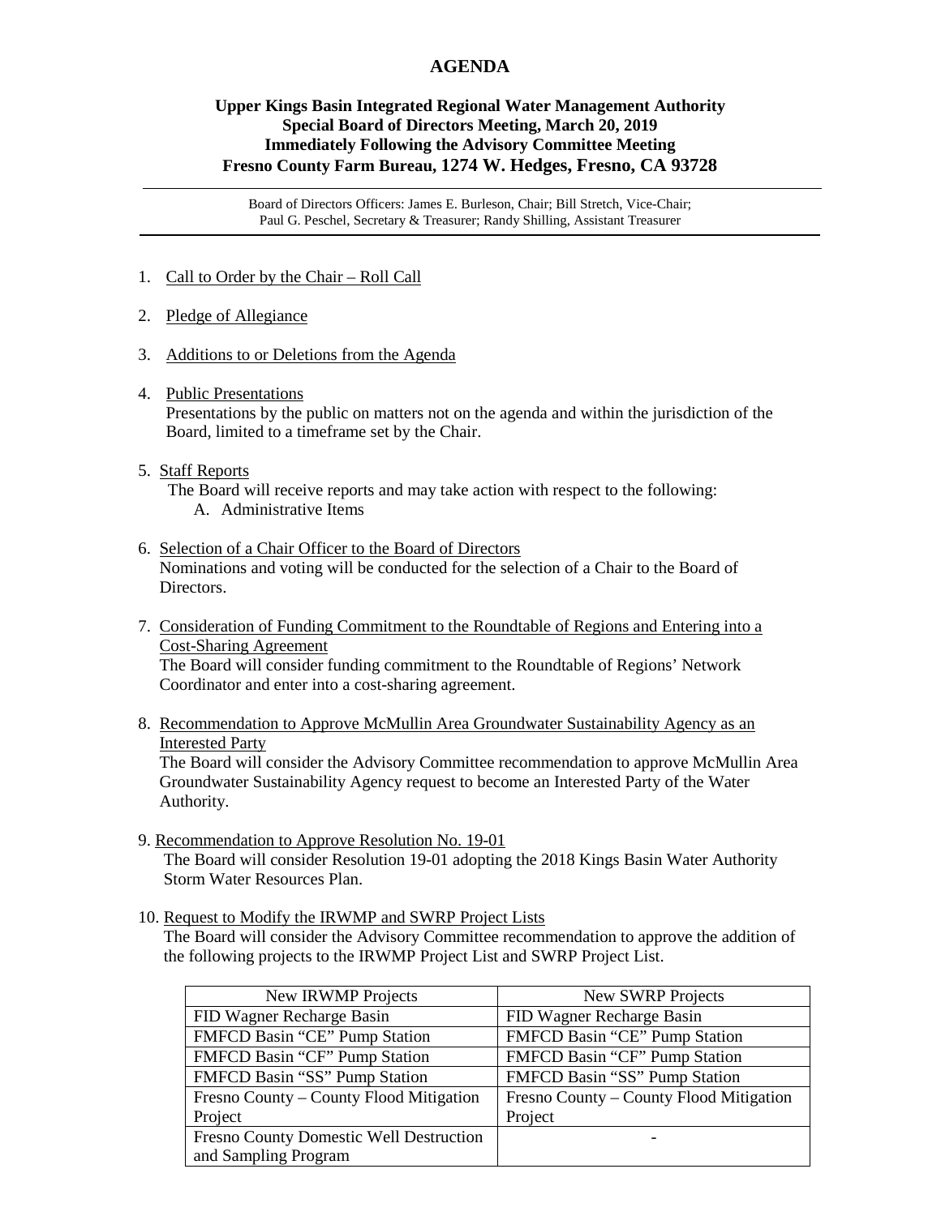# AGENDA

**Upper Kings Basin Integrated Regional Water Management Authority**
**Special Board of Directors Meeting, March 20, 2019**
**Immediately Following the Advisory Committee Meeting**
**Fresno County Farm Bureau, 1274 W. Hedges, Fresno, CA 93728**

---

Board of Directors Officers: James E. Burleson, Chair; Bill Stretch, Vice-Chair; Paul G. Peschel, Secretary & Treasurer; Randy Shilling, Assistant Treasurer

---

1. Call to Order by the Chair – Roll Call

2. Pledge of Allegiance

3. Additions to or Deletions from the Agenda

4. Public Presentations
   Presentations by the public on matters not on the agenda and within the jurisdiction of the Board, limited to a timeframe set by the Chair.

5. Staff Reports
   The Board will receive reports and may take action with respect to the following:
   A. Administrative Items

6. Selection of a Chair Officer to the Board of Directors
   Nominations and voting will be conducted for the selection of a Chair to the Board of Directors.

7. Consideration of Funding Commitment to the Roundtable of Regions and Entering into a Cost-Sharing Agreement
   The Board will consider funding commitment to the Roundtable of Regions' Network Coordinator and enter into a cost-sharing agreement.

8. Recommendation to Approve McMullin Area Groundwater Sustainability Agency as an Interested Party
   The Board will consider the Advisory Committee recommendation to approve McMullin Area Groundwater Sustainability Agency request to become an Interested Party of the Water Authority.

9. Recommendation to Approve Resolution No. 19-01
   The Board will consider Resolution 19-01 adopting the 2018 Kings Basin Water Authority Storm Water Resources Plan.

10. Request to Modify the IRWMP and SWRP Project Lists
    The Board will consider the Advisory Committee recommendation to approve the addition of the following projects to the IRWMP Project List and SWRP Project List.

| New IRWMP Projects | New SWRP Projects |
|---|---|
| FID Wagner Recharge Basin | FID Wagner Recharge Basin |
| FMFCD Basin "CE" Pump Station | FMFCD Basin "CE" Pump Station |
| FMFCD Basin "CF" Pump Station | FMFCD Basin "CF" Pump Station |
| FMFCD Basin "SS" Pump Station | FMFCD Basin "SS" Pump Station |
| Fresno County – County Flood Mitigation Project | Fresno County – County Flood Mitigation Project |
| Fresno County Domestic Well Destruction and Sampling Program | - |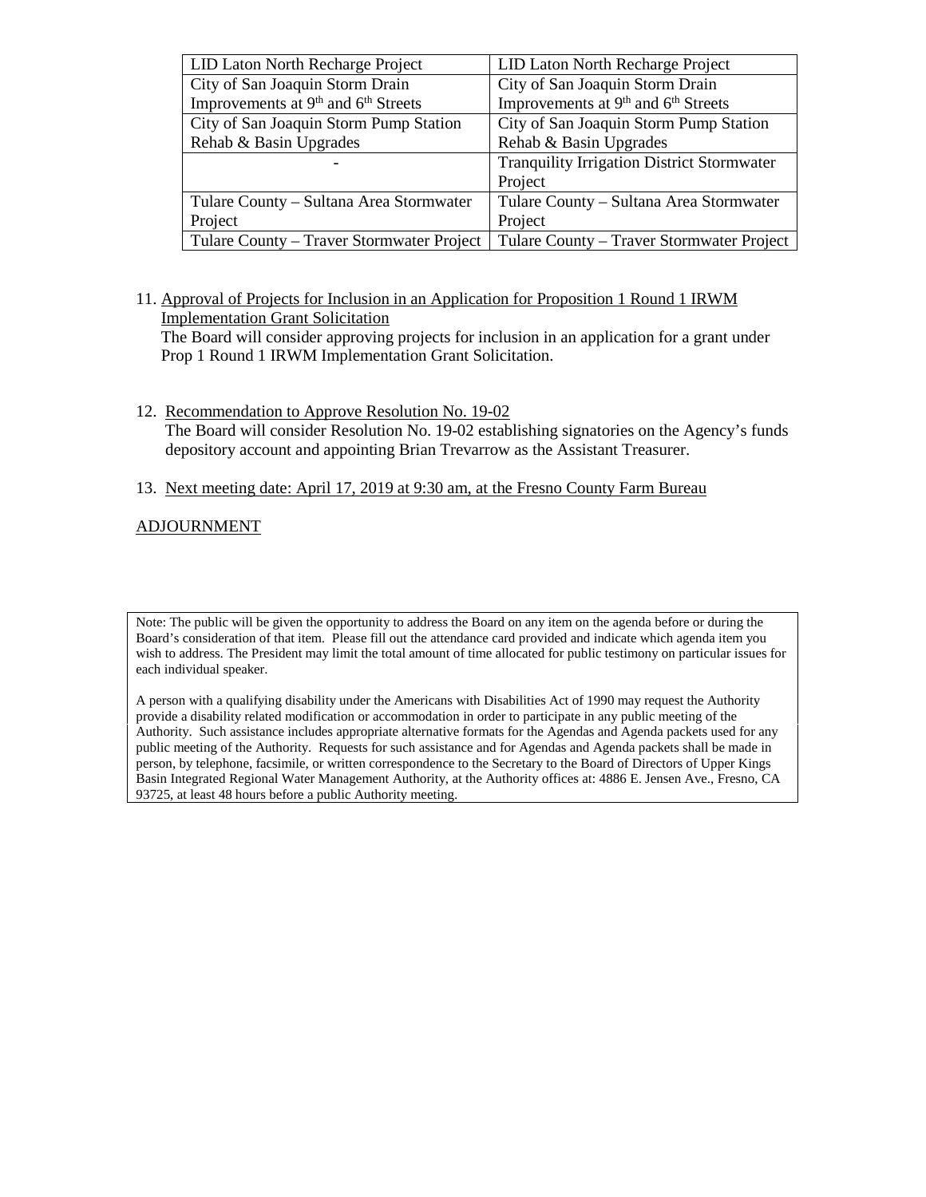| | |
|---|---|
| LID Laton North Recharge Project | LID Laton North Recharge Project |
| City of San Joaquin Storm Drain Improvements at 9th and 6th Streets | City of San Joaquin Storm Drain Improvements at 9th and 6th Streets |
| City of San Joaquin Storm Pump Station Rehab & Basin Upgrades | City of San Joaquin Storm Pump Station Rehab & Basin Upgrades |
| - | Tranquility Irrigation District Stormwater Project |
| Tulare County – Sultana Area Stormwater Project | Tulare County – Sultana Area Stormwater Project |
| Tulare County – Traver Stormwater Project | Tulare County – Traver Stormwater Project |

11. Approval of Projects for Inclusion in an Application for Proposition 1 Round 1 IRWM Implementation Grant Solicitation
    The Board will consider approving projects for inclusion in an application for a grant under Prop 1 Round 1 IRWM Implementation Grant Solicitation.

12. Recommendation to Approve Resolution No. 19-02
    The Board will consider Resolution No. 19-02 establishing signatories on the Agency's funds depository account and appointing Brian Trevarrow as the Assistant Treasurer.

13. Next meeting date: April 17, 2019 at 9:30 am, at the Fresno County Farm Bureau

ADJOURNMENT

Note: The public will be given the opportunity to address the Board on any item on the agenda before or during the Board's consideration of that item. Please fill out the attendance card provided and indicate which agenda item you wish to address. The President may limit the total amount of time allocated for public testimony on particular issues for each individual speaker.

A person with a qualifying disability under the Americans with Disabilities Act of 1990 may request the Authority provide a disability related modification or accommodation in order to participate in any public meeting of the Authority. Such assistance includes appropriate alternative formats for the Agendas and Agenda packets used for any public meeting of the Authority. Requests for such assistance and for Agendas and Agenda packets shall be made in person, by telephone, facsimile, or written correspondence to the Secretary to the Board of Directors of Upper Kings Basin Integrated Regional Water Management Authority, at the Authority offices at: 4886 E. Jensen Ave., Fresno, CA 93725, at least 48 hours before a public Authority meeting.